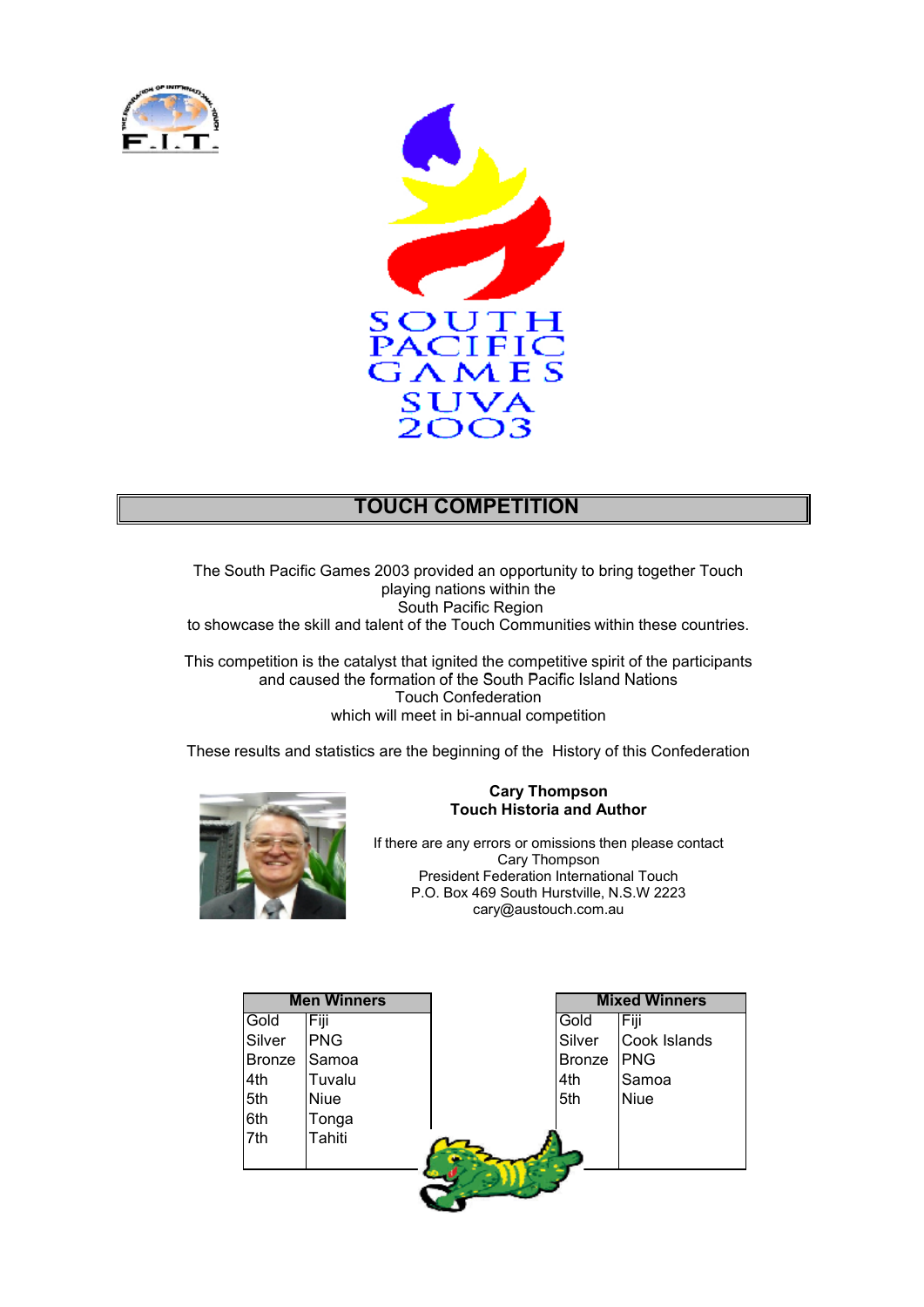SOUTH PACIFIC GAMES SUVA 2003

# TOUCH COMPETITION

The South Pacific Games 2003 provided an opportunity to bring together Touch playing nations within the South Pacific Region to showcase the skill and talent of the Touch Communities within these countries.

This competition is the catalyst that ignited the competitive spirit of the participants and caused the formation of the South Pacific Island Nations Touch Confederation which will meet in bi-annual competition

These results and statistics are the beginning of the History of this Confederation

**Cary Thompson**
**Touch Historia and Author**

If there are any errors or omissions then please contact
Cary Thompson
President Federation International Touch
P.O. Box 469 South Hurstville, N.S.W 2223
cary@austouch.com.au

| Men Winners | |
|---|---|
| Gold | Fiji |
| Silver | PNG |
| Bronze | Samoa |
| 4th | Tuvalu |
| 5th | Niue |
| 6th | Tonga |
| 7th | Tahiti |

| Mixed Winners | |
|---|---|
| Gold | Fiji |
| Silver | Cook Islands |
| Bronze | PNG |
| 4th | Samoa |
| 5th | Niue |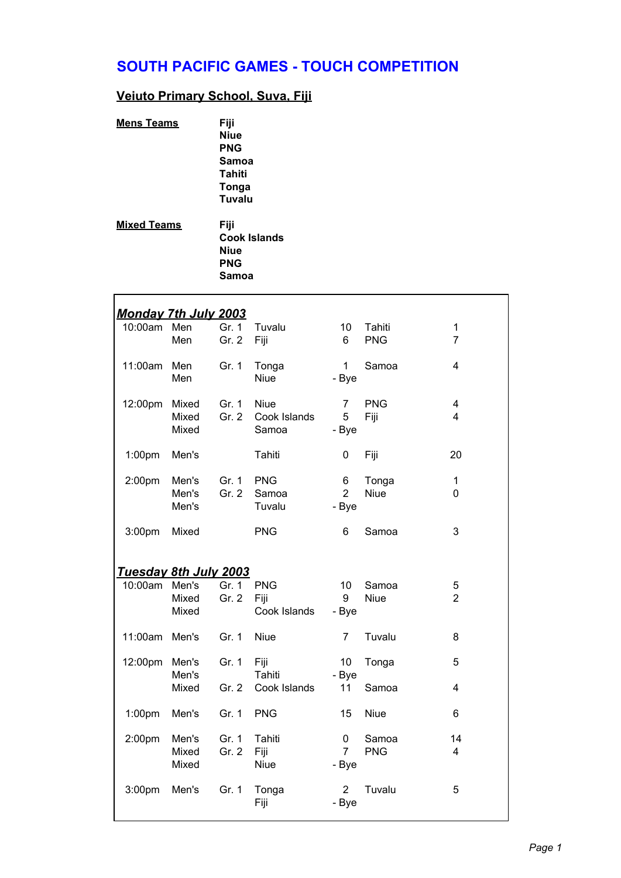# SOUTH PACIFIC GAMES - TOUCH COMPETITION

## Veiuto Primary School, Suva, Fiji

**Mens Teams**

- **Fiji**
- **Niue**
- **PNG**
- **Samoa**
- **Tahiti**
- **Tonga**
- **Tuvalu**

**Mixed Teams**

- **Fiji**
- **Cook Islands**
- **Niue**
- **PNG**
- **Samoa**

### *Monday 7th July 2003*

| Time | Division | Group | Team | Score | Team | Score |
|---|---|---|---|---|---|---|
| 10:00am | Men | Gr. 1 | Tuvalu | 10 | Tahiti | 1 |
| | Men | Gr. 2 | Fiji | 6 | PNG | 7 |
| 11:00am | Men | Gr. 1 | Tonga | 1 | Samoa | 4 |
| | Men | | Niue | - Bye | | |
| 12:00pm | Mixed | Gr. 1 | Niue | 7 | PNG | 4 |
| | Mixed | Gr. 2 | Cook Islands | 5 | Fiji | 4 |
| | Mixed | | Samoa | - Bye | | |
| 1:00pm | Men's | | Tahiti | 0 | Fiji | 20 |
| 2:00pm | Men's | Gr. 1 | PNG | 6 | Tonga | 1 |
| | Men's | Gr. 2 | Samoa | 2 | Niue | 0 |
| | Men's | | Tuvalu | - Bye | | |
| 3:00pm | Mixed | | PNG | 6 | Samoa | 3 |

### *Tuesday 8th July 2003*

| Time | Division | Group | Team | Score | Team | Score |
|---|---|---|---|---|---|---|
| 10:00am | Men's | Gr. 1 | PNG | 10 | Samoa | 5 |
| | Mixed | Gr. 2 | Fiji | 9 | Niue | 2 |
| | Mixed | | Cook Islands | - Bye | | |
| 11:00am | Men's | Gr. 1 | Niue | 7 | Tuvalu | 8 |
| 12:00pm | Men's | Gr. 1 | Fiji | 10 | Tonga | 5 |
| | Men's | | Tahiti | - Bye | | |
| | Mixed | Gr. 2 | Cook Islands | 11 | Samoa | 4 |
| 1:00pm | Men's | Gr. 1 | PNG | 15 | Niue | 6 |
| 2:00pm | Men's | Gr. 1 | Tahiti | 0 | Samoa | 14 |
| | Mixed | Gr. 2 | Fiji | 7 | PNG | 4 |
| | Mixed | | Niue | - Bye | | |
| 3:00pm | Men's | Gr. 1 | Tonga | 2 | Tuvalu | 5 |
| | | | Fiji | - Bye | | |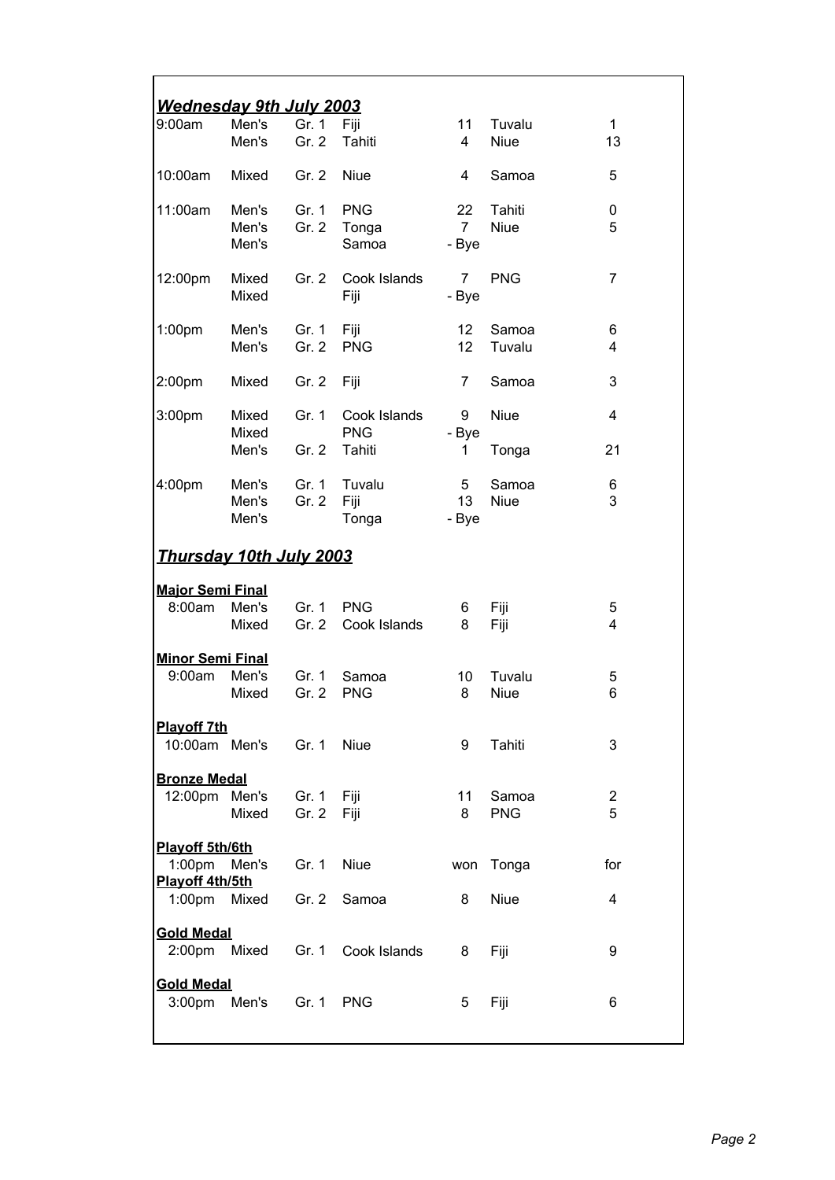## *Wednesday 9th July 2003*

| Time | Division | Group | Team | Score | Team | Score |
|---|---|---|---|---|---|---|
| 9:00am | Men's | Gr. 1 | Fiji | 11 | Tuvalu | 1 |
| | Men's | Gr. 2 | Tahiti | 4 | Niue | 13 |
| 10:00am | Mixed | Gr. 2 | Niue | 4 | Samoa | 5 |
| 11:00am | Men's | Gr. 1 | PNG | 22 | Tahiti | 0 |
| | Men's | Gr. 2 | Tonga | 7 | Niue | 5 |
| | Men's | | Samoa | - Bye | | |
| 12:00pm | Mixed | Gr. 2 | Cook Islands | 7 | PNG | 7 |
| | Mixed | | Fiji | - Bye | | |
| 1:00pm | Men's | Gr. 1 | Fiji | 12 | Samoa | 6 |
| | Men's | Gr. 2 | PNG | 12 | Tuvalu | 4 |
| 2:00pm | Mixed | Gr. 2 | Fiji | 7 | Samoa | 3 |
| 3:00pm | Mixed | Gr. 1 | Cook Islands | 9 | Niue | 4 |
| | Mixed | | PNG | - Bye | | |
| | Men's | Gr. 2 | Tahiti | 1 | Tonga | 21 |
| 4:00pm | Men's | Gr. 1 | Tuvalu | 5 | Samoa | 6 |
| | Men's | Gr. 2 | Fiji | 13 | Niue | 3 |
| | Men's | | Tonga | - Bye | | |

## *Thursday 10th July 2003*

| Time | Division | Group | Team | Score | Team | Score |
|---|---|---|---|---|---|---|
| **Major Semi Final** | | | | | | |
| 8:00am | Men's | Gr. 1 | PNG | 6 | Fiji | 5 |
| | Mixed | Gr. 2 | Cook Islands | 8 | Fiji | 4 |
| **Minor Semi Final** | | | | | | |
| 9:00am | Men's | Gr. 1 | Samoa | 10 | Tuvalu | 5 |
| | Mixed | Gr. 2 | PNG | 8 | Niue | 6 |
| **Playoff 7th** | | | | | | |
| 10:00am | Men's | Gr. 1 | Niue | 9 | Tahiti | 3 |
| **Bronze Medal** | | | | | | |
| 12:00pm | Men's | Gr. 1 | Fiji | 11 | Samoa | 2 |
| | Mixed | Gr. 2 | Fiji | 8 | PNG | 5 |
| **Playoff 5th/6th** | | | | | | |
| 1:00pm | Men's | Gr. 1 | Niue | won | Tonga | for |
| **Playoff 4th/5th** | | | | | | |
| 1:00pm | Mixed | Gr. 2 | Samoa | 8 | Niue | 4 |
| **Gold Medal** | | | | | | |
| 2:00pm | Mixed | Gr. 1 | Cook Islands | 8 | Fiji | 9 |
| **Gold Medal** | | | | | | |
| 3:00pm | Men's | Gr. 1 | PNG | 5 | Fiji | 6 |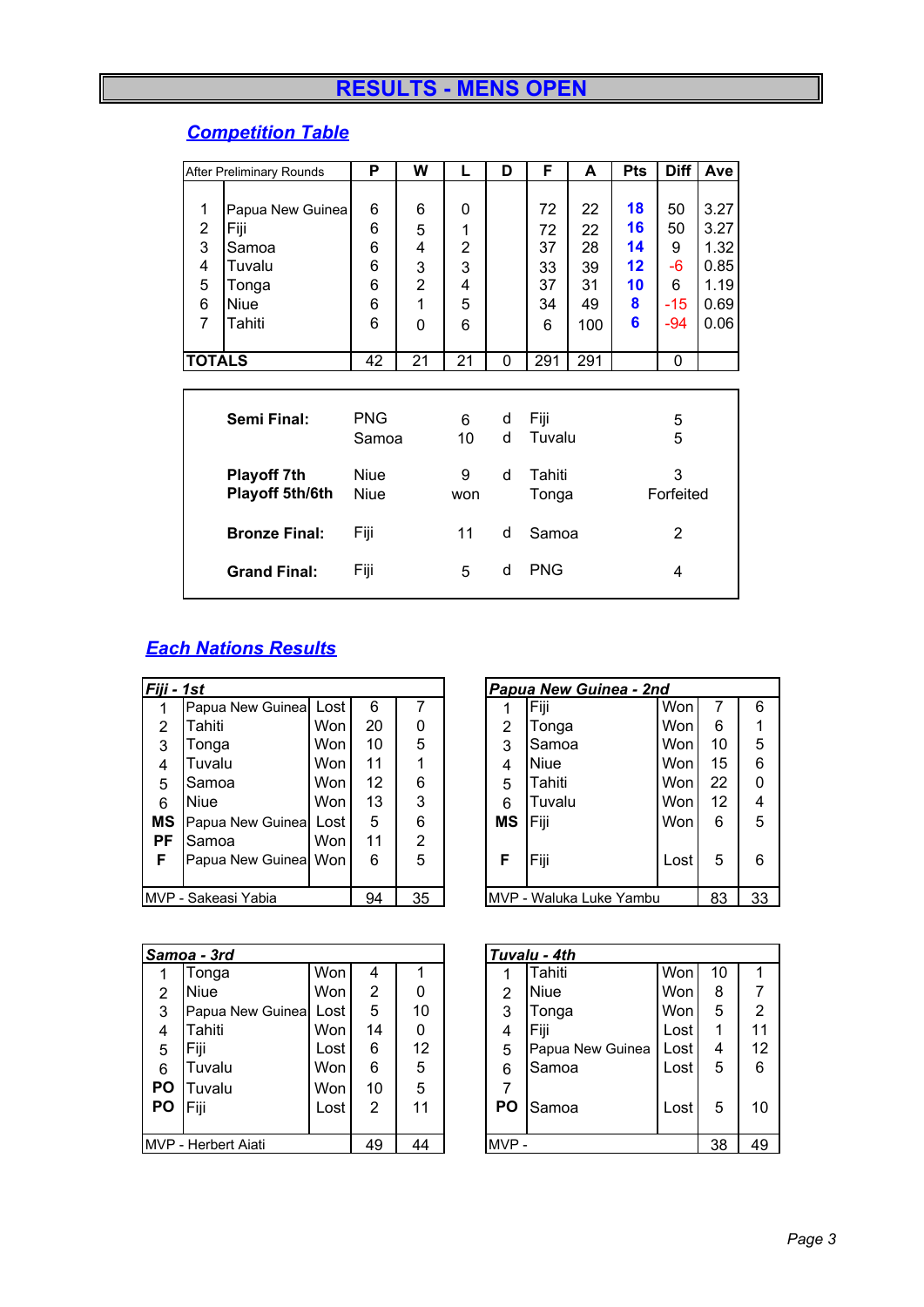# RESULTS - MENS OPEN

## *Competition Table*

| After Preliminary Rounds | | P | W | L | D | F | A | Pts | Diff | Ave |
|---|---|---|---|---|---|---|---|---|---|---|
| 1 | Papua New Guinea | 6 | 6 | 0 | | 72 | 22 | **18** | 50 | 3.27 |
| 2 | Fiji | 6 | 5 | 1 | | 72 | 22 | **16** | 50 | 3.27 |
| 3 | Samoa | 6 | 4 | 2 | | 37 | 28 | **14** | 9 | 1.32 |
| 4 | Tuvalu | 6 | 3 | 3 | | 33 | 39 | **12** | -6 | 0.85 |
| 5 | Tonga | 6 | 2 | 4 | | 37 | 31 | **10** | 6 | 1.19 |
| 6 | Niue | 6 | 1 | 5 | | 34 | 49 | **8** | -15 | 0.69 |
| 7 | Tahiti | 6 | 0 | 6 | | 6 | 100 | **6** | -94 | 0.06 |
| **TOTALS** | | 42 | 21 | 21 | 0 | 291 | 291 | | 0 | |

| | | | | | |
|---|---|---|---|---|---|
| **Semi Final:** | PNG | 6 | d | Fiji | 5 |
| | Samoa | 10 | d | Tuvalu | 5 |
| **Playoff 7th** | Niue | 9 | d | Tahiti | 3 |
| **Playoff 5th/6th** | Niue | won | | Tonga | Forfeited |
| **Bronze Final:** | Fiji | 11 | d | Samoa | 2 |
| **Grand Final:** | Fiji | 5 | d | PNG | 4 |

## *Each Nations Results*

| *Fiji - 1st* | | | | |
|---|---|---|---|---|
| 1 | Papua New Guinea | Lost | 6 | 7 |
| 2 | Tahiti | Won | 20 | 0 |
| 3 | Tonga | Won | 10 | 5 |
| 4 | Tuvalu | Won | 11 | 1 |
| 5 | Samoa | Won | 12 | 6 |
| 6 | Niue | Won | 13 | 3 |
| **MS** | Papua New Guinea | Lost | 5 | 6 |
| **PF** | Samoa | Won | 11 | 2 |
| **F** | Papua New Guinea | Won | 6 | 5 |
| MVP - Sakeasi Yabia | | | 94 | 35 |

| *Papua New Guinea - 2nd* | | | | |
|---|---|---|---|---|
| 1 | Fiji | Won | 7 | 6 |
| 2 | Tonga | Won | 6 | 1 |
| 3 | Samoa | Won | 10 | 5 |
| 4 | Niue | Won | 15 | 6 |
| 5 | Tahiti | Won | 22 | 0 |
| 6 | Tuvalu | Won | 12 | 4 |
| **MS** | Fiji | Won | 6 | 5 |
| **F** | Fiji | Lost | 5 | 6 |
| MVP - Waluka Luke Yambu | | | 83 | 33 |

| *Samoa - 3rd* | | | | |
|---|---|---|---|---|
| 1 | Tonga | Won | 4 | 1 |
| 2 | Niue | Won | 2 | 0 |
| 3 | Papua New Guinea | Lost | 5 | 10 |
| 4 | Tahiti | Won | 14 | 0 |
| 5 | Fiji | Lost | 6 | 12 |
| 6 | Tuvalu | Won | 6 | 5 |
| **PO** | Tuvalu | Won | 10 | 5 |
| **PO** | Fiji | Lost | 2 | 11 |
| MVP - Herbert Aiati | | | 49 | 44 |

| *Tuvalu - 4th* | | | | |
|---|---|---|---|---|
| 1 | Tahiti | Won | 10 | 1 |
| 2 | Niue | Won | 8 | 7 |
| 3 | Tonga | Won | 5 | 2 |
| 4 | Fiji | Lost | 1 | 11 |
| 5 | Papua New Guinea | Lost | 4 | 12 |
| 6 | Samoa | Lost | 5 | 6 |
| 7 | | | | |
| **PO** | Samoa | Lost | 5 | 10 |
| MVP - | | | 38 | 49 |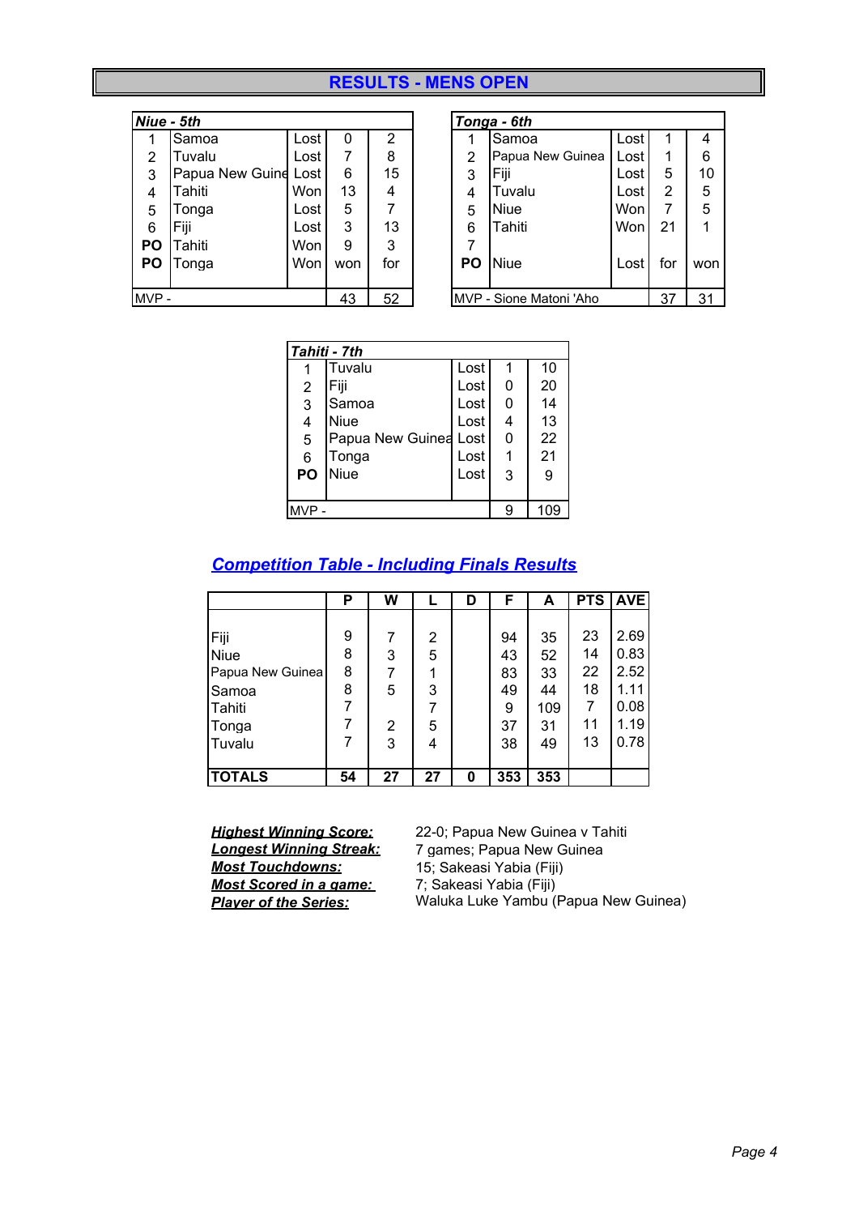# RESULTS - MENS OPEN

| *Niue - 5th* | | | | |
|---|---|---|---|---|
| 1 | Samoa | Lost | 0 | 2 |
| 2 | Tuvalu | Lost | 7 | 8 |
| 3 | Papua New Guine | Lost | 6 | 15 |
| 4 | Tahiti | Won | 13 | 4 |
| 5 | Tonga | Lost | 5 | 7 |
| 6 | Fiji | Lost | 3 | 13 |
| PO | Tahiti | Won | 9 | 3 |
| PO | Tonga | Won | won | for |
| MVP - | | | 43 | 52 |

| *Tonga - 6th* | | | | |
|---|---|---|---|---|
| 1 | Samoa | Lost | 1 | 4 |
| 2 | Papua New Guinea | Lost | 1 | 6 |
| 3 | Fiji | Lost | 5 | 10 |
| 4 | Tuvalu | Lost | 2 | 5 |
| 5 | Niue | Won | 7 | 5 |
| 6 | Tahiti | Won | 21 | 1 |
| 7 | | | | |
| PO | Niue | Lost | for | won |
| MVP - Sione Matoni 'Aho | | | 37 | 31 |

| *Tahiti - 7th* | | | | |
|---|---|---|---|---|
| 1 | Tuvalu | Lost | 1 | 10 |
| 2 | Fiji | Lost | 0 | 20 |
| 3 | Samoa | Lost | 0 | 14 |
| 4 | Niue | Lost | 4 | 13 |
| 5 | Papua New Guinea | Lost | 0 | 22 |
| 6 | Tonga | Lost | 1 | 21 |
| PO | Niue | Lost | 3 | 9 |
| MVP - | | | 9 | 109 |

## Competition Table - Including Finals Results

| | P | W | L | D | F | A | PTS | AVE |
|---|---|---|---|---|---|---|---|---|
| Fiji | 9 | 7 | 2 | | 94 | 35 | 23 | 2.69 |
| Niue | 8 | 3 | 5 | | 43 | 52 | 14 | 0.83 |
| Papua New Guinea | 8 | 7 | 1 | | 83 | 33 | 22 | 2.52 |
| Samoa | 8 | 5 | 3 | | 49 | 44 | 18 | 1.11 |
| Tahiti | 7 | | 7 | | 9 | 109 | 7 | 0.08 |
| Tonga | 7 | 2 | 5 | | 37 | 31 | 11 | 1.19 |
| Tuvalu | 7 | 3 | 4 | | 38 | 49 | 13 | 0.78 |
| **TOTALS** | **54** | **27** | **27** | **0** | **353** | **353** | | |

**Highest Winning Score:** 22-0; Papua New Guinea v Tahiti
**Longest Winning Streak:** 7 games; Papua New Guinea
**Most Touchdowns:** 15; Sakeasi Yabia (Fiji)
**Most Scored in a game:** 7; Sakeasi Yabia (Fiji)
**Player of the Series:** Waluka Luke Yambu (Papua New Guinea)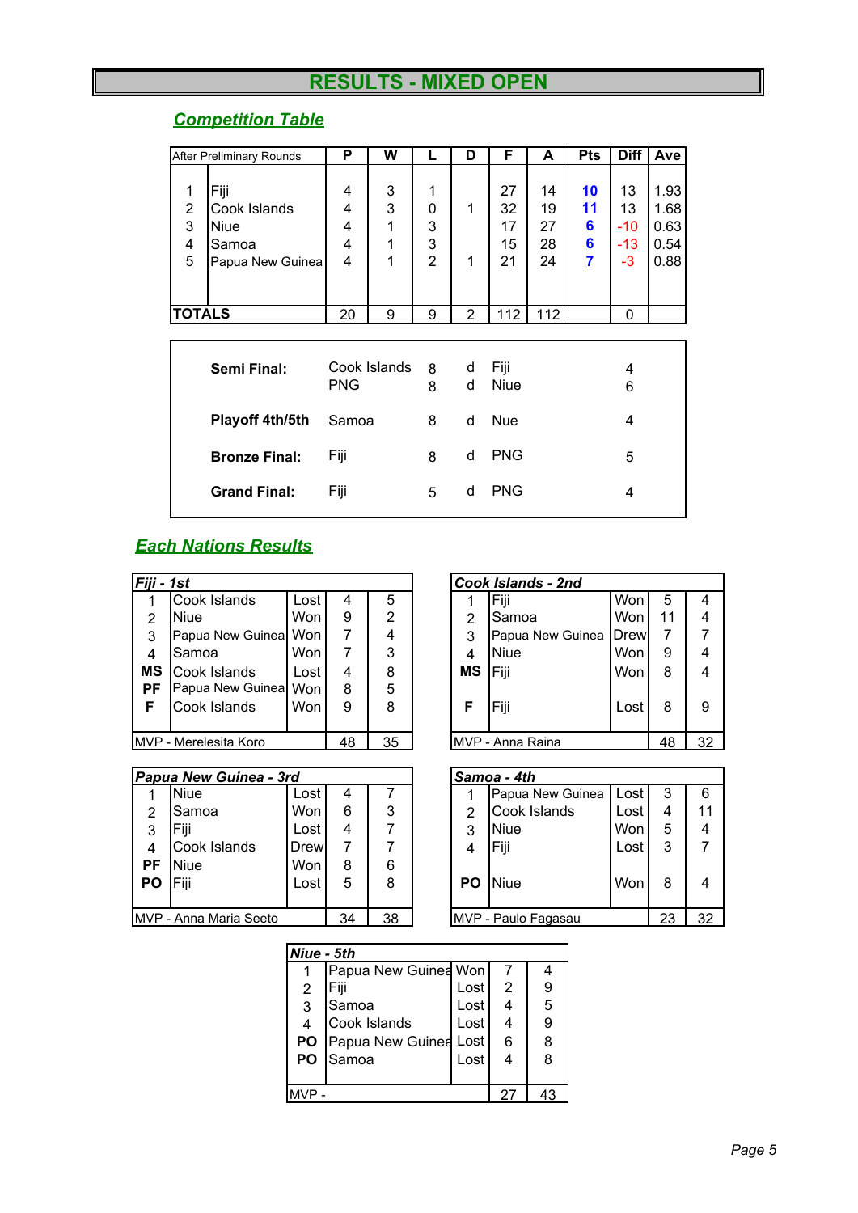# RESULTS - MIXED OPEN

## Competition Table

| After Preliminary Rounds | | P | W | L | D | F | A | Pts | Diff | Ave |
|---|---|---|---|---|---|---|---|---|---|---|
| 1 | Fiji | 4 | 3 | 1 | | 27 | 14 | 10 | 13 | 1.93 |
| 2 | Cook Islands | 4 | 3 | 0 | 1 | 32 | 19 | 11 | 13 | 1.68 |
| 3 | Niue | 4 | 1 | 3 | | 17 | 27 | 6 | -10 | 0.63 |
| 4 | Samoa | 4 | 1 | 3 | | 15 | 28 | 6 | -13 | 0.54 |
| 5 | Papua New Guinea | 4 | 1 | 2 | 1 | 21 | 24 | 7 | -3 | 0.88 |
| TOTALS | | 20 | 9 | 9 | 2 | 112 | 112 | | 0 | |

| | | | | | |
|---|---|---|---|---|---|
| **Semi Final:** | Cook Islands | 8 | d | Fiji | 4 |
| | PNG | 8 | d | Niue | 6 |
| **Playoff 4th/5th** | Samoa | 8 | d | Nue | 4 |
| **Bronze Final:** | Fiji | 8 | d | PNG | 5 |
| **Grand Final:** | Fiji | 5 | d | PNG | 4 |

## Each Nations Results

| *Fiji - 1st* | | | | |
|---|---|---|---|---|
| 1 | Cook Islands | Lost | 4 | 5 |
| 2 | Niue | Won | 9 | 2 |
| 3 | Papua New Guinea | Won | 7 | 4 |
| 4 | Samoa | Won | 7 | 3 |
| MS | Cook Islands | Lost | 4 | 8 |
| PF | Papua New Guinea | Won | 8 | 5 |
| F | Cook Islands | Won | 9 | 8 |
| MVP - Merelesita Koro | | | 48 | 35 |

| *Cook Islands - 2nd* | | | | |
|---|---|---|---|---|
| 1 | Fiji | Won | 5 | 4 |
| 2 | Samoa | Won | 11 | 4 |
| 3 | Papua New Guinea | Drew | 7 | 7 |
| 4 | Niue | Won | 9 | 4 |
| MS | Fiji | Won | 8 | 4 |
| F | Fiji | Lost | 8 | 9 |
| MVP - Anna Raina | | | 48 | 32 |

| *Papua New Guinea - 3rd* | | | | |
|---|---|---|---|---|
| 1 | Niue | Lost | 4 | 7 |
| 2 | Samoa | Won | 6 | 3 |
| 3 | Fiji | Lost | 4 | 7 |
| 4 | Cook Islands | Drew | 7 | 7 |
| PF | Niue | Won | 8 | 6 |
| PO | Fiji | Lost | 5 | 8 |
| MVP - Anna Maria Seeto | | | 34 | 38 |

| *Samoa - 4th* | | | | |
|---|---|---|---|---|
| 1 | Papua New Guinea | Lost | 3 | 6 |
| 2 | Cook Islands | Lost | 4 | 11 |
| 3 | Niue | Won | 5 | 4 |
| 4 | Fiji | Lost | 3 | 7 |
| PO | Niue | Won | 8 | 4 |
| MVP - Paulo Fagasau | | | 23 | 32 |

| *Niue - 5th* | | | | |
|---|---|---|---|---|
| 1 | Papua New Guinea | Won | 7 | 4 |
| 2 | Fiji | Lost | 2 | 9 |
| 3 | Samoa | Lost | 4 | 5 |
| 4 | Cook Islands | Lost | 4 | 9 |
| PO | Papua New Guinea | Lost | 6 | 8 |
| PO | Samoa | Lost | 4 | 8 |
| MVP - | | | 27 | 43 |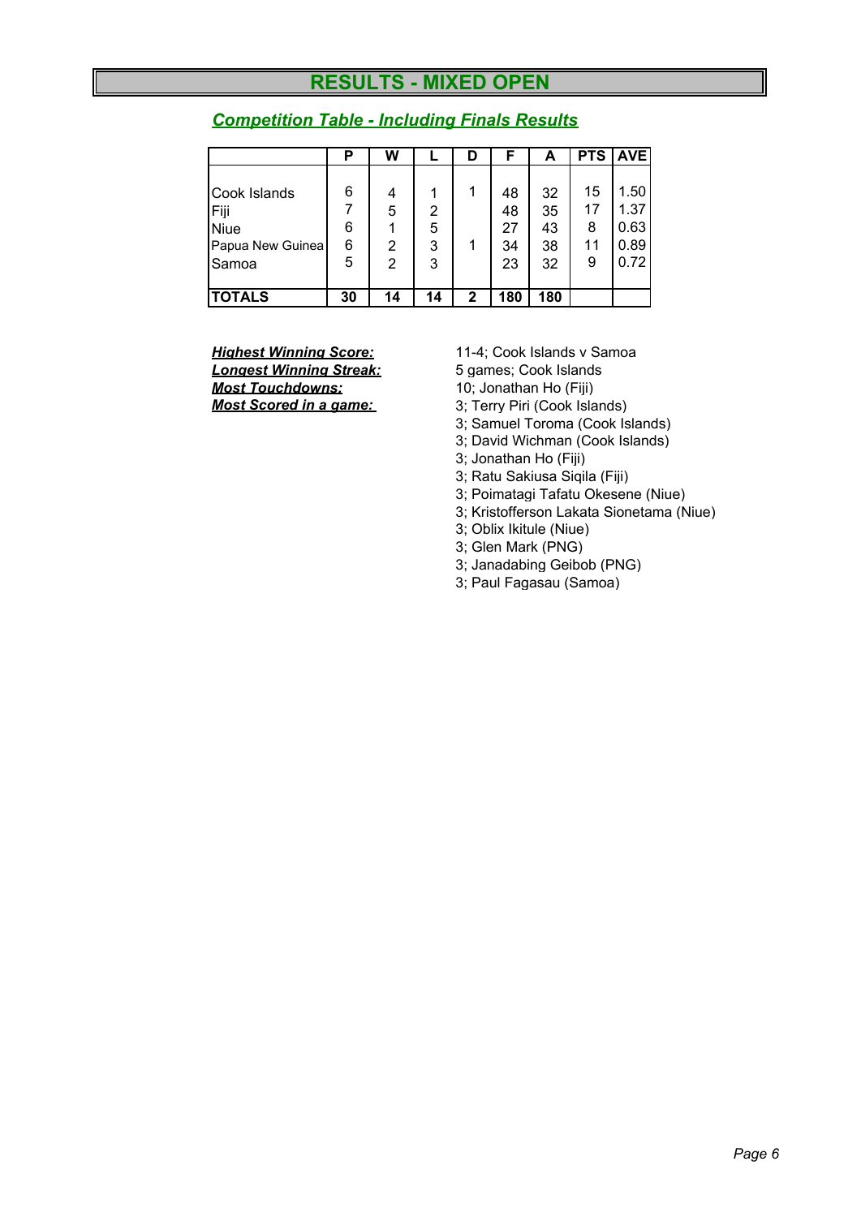# RESULTS - MIXED OPEN

## *Competition Table - Including Finals Results*

| | P | W | L | D | F | A | PTS | AVE |
|---|---|---|---|---|---|---|---|---|
| Cook Islands | 6 | 4 | 1 | 1 | 48 | 32 | 15 | 1.50 |
| Fiji | 7 | 5 | 2 | | 48 | 35 | 17 | 1.37 |
| Niue | 6 | 1 | 5 | | 27 | 43 | 8 | 0.63 |
| Papua New Guinea | 6 | 2 | 3 | 1 | 34 | 38 | 11 | 0.89 |
| Samoa | 5 | 2 | 3 | | 23 | 32 | 9 | 0.72 |
| **TOTALS** | **30** | **14** | **14** | **2** | **180** | **180** | | |

***Highest Winning Score:*** 11-4; Cook Islands v Samoa

***Longest Winning Streak:*** 5 games; Cook Islands

***Most Touchdowns:*** 10; Jonathan Ho (Fiji)

***Most Scored in a game:***
- 3; Terry Piri (Cook Islands)
- 3; Samuel Toroma (Cook Islands)
- 3; David Wichman (Cook Islands)
- 3; Jonathan Ho (Fiji)
- 3; Ratu Sakiusa Siqila (Fiji)
- 3; Poimatagi Tafatu Okesene (Niue)
- 3; Kristofferson Lakata Sionetama (Niue)
- 3; Oblix Ikitule (Niue)
- 3; Glen Mark (PNG)
- 3; Janadabing Geibob (PNG)
- 3; Paul Fagasau (Samoa)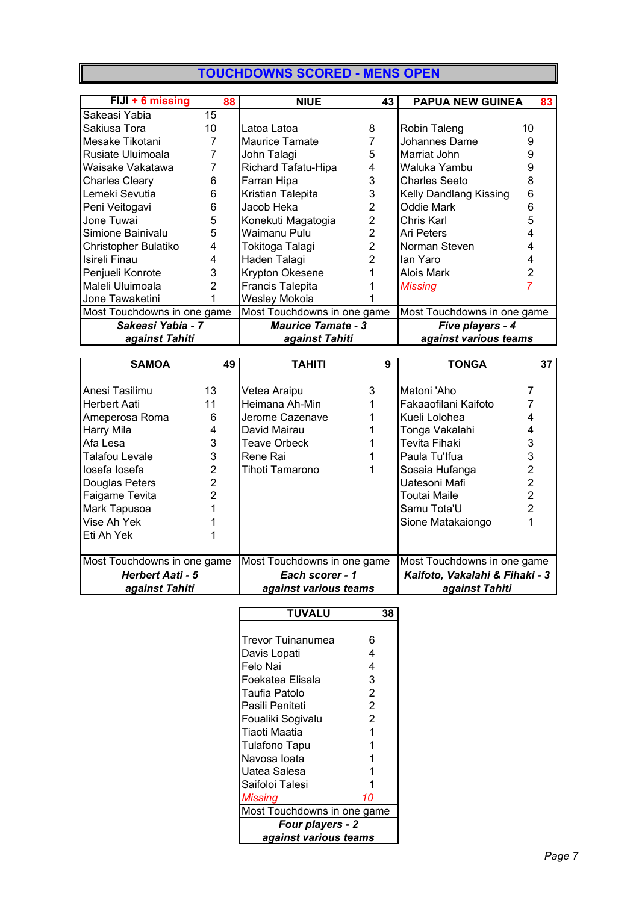# TOUCHDOWNS SCORED - MENS OPEN

| FIJI + 6 missing | 88 |
| --- | --- |
| Sakeasi Yabia | 15 |
| Sakiusa Tora | 10 |
| Mesake Tikotani | 7 |
| Rusiate Uluimoala | 7 |
| Waisake Vakatawa | 7 |
| Charles Cleary | 6 |
| Lemeki Sevutia | 6 |
| Peni Veitogavi | 6 |
| Jone Tuwai | 5 |
| Simione Bainivalu | 5 |
| Christopher Bulatiko | 4 |
| Isireli Finau | 4 |
| Penjueli Konrote | 3 |
| Maleli Uluimoala | 2 |
| Jone Tawaketini | 1 |
| Most Touchdowns in one game | |
| ***Sakeasi Yabia - 7 against Tahiti*** | |

| NIUE | 43 |
| --- | --- |
| Latoa Latoa | 8 |
| Maurice Tamate | 7 |
| John Talagi | 5 |
| Richard Tafatu-Hipa | 4 |
| Farran Hipa | 3 |
| Kristian Talepita | 3 |
| Jacob Heka | 2 |
| Konekuti Magatogia | 2 |
| Waimanu Pulu | 2 |
| Tokitoga Talagi | 2 |
| Haden Talagi | 2 |
| Krypton Okesene | 1 |
| Francis Talepita | 1 |
| Wesley Mokoia | 1 |
| Most Touchdowns in one game | |
| ***Maurice Tamate - 3 against Tahiti*** | |

| PAPUA NEW GUINEA | 83 |
| --- | --- |
| Robin Taleng | 10 |
| Johannes Dame | 9 |
| Marriat John | 9 |
| Waluka Yambu | 9 |
| Charles Seeto | 8 |
| Kelly Dandlang Kissing | 6 |
| Oddie Mark | 6 |
| Chris Karl | 5 |
| Ari Peters | 4 |
| Norman Steven | 4 |
| Ian Yaro | 4 |
| Alois Mark | 2 |
| *Missing* | *7* |
| Most Touchdowns in one game | |
| ***Five players - 4 against various teams*** | |

| SAMOA | 49 |
| --- | --- |
| Anesi Tasilimu | 13 |
| Herbert Aati | 11 |
| Ameperosa Roma | 6 |
| Harry Mila | 4 |
| Afa Lesa | 3 |
| Talafou Levale | 3 |
| Iosefa Iosefa | 2 |
| Douglas Peters | 2 |
| Faigame Tevita | 2 |
| Mark Tapusoa | 1 |
| Vise Ah Yek | 1 |
| Eti Ah Yek | 1 |
| Most Touchdowns in one game | |
| ***Herbert Aati - 5 against Tahiti*** | |

| TAHITI | 9 |
| --- | --- |
| Vetea Araipu | 3 |
| Heimana Ah-Min | 1 |
| Jerome Cazenave | 1 |
| David Mairau | 1 |
| Teave Orbeck | 1 |
| Rene Rai | 1 |
| Tihoti Tamarono | 1 |
| Most Touchdowns in one game | |
| ***Each scorer - 1 against various teams*** | |

| TONGA | 37 |
| --- | --- |
| Matoni 'Aho | 7 |
| Fakaaofilani Kaifoto | 7 |
| Kueli Lolohea | 4 |
| Tonga Vakalahi | 4 |
| Tevita Fihaki | 3 |
| Paula Tu'Ifua | 3 |
| Sosaia Hufanga | 2 |
| Uatesoni Mafi | 2 |
| Toutai Maile | 2 |
| Samu Tota'U | 2 |
| Sione Matakaiongo | 1 |
| Most Touchdowns in one game | |
| ***Kaifoto, Vakalahi & Fihaki - 3 against Tahiti*** | |

| TUVALU | 38 |
| --- | --- |
| Trevor Tuinanumea | 6 |
| Davis Lopati | 4 |
| Felo Nai | 4 |
| Foekatea Elisala | 3 |
| Taufia Patolo | 2 |
| Pasili Peniteti | 2 |
| Foualiki Sogivalu | 2 |
| Tiaoti Maatia | 1 |
| Tulafono Tapu | 1 |
| Navosa Ioata | 1 |
| Uatea Salesa | 1 |
| Saifoloi Talesi | 1 |
| *Missing* | *10* |
| Most Touchdowns in one game | |
| ***Four players - 2 against various teams*** | |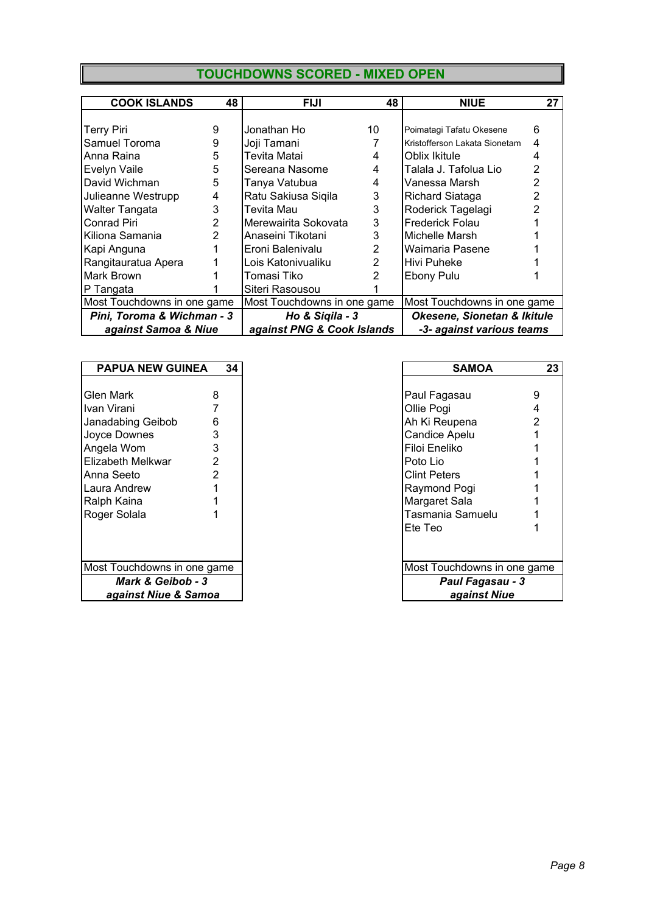# TOUCHDOWNS SCORED - MIXED OPEN

| COOK ISLANDS | 48 |
|---|---|
| Terry Piri | 9 |
| Samuel Toroma | 9 |
| Anna Raina | 5 |
| Evelyn Vaile | 5 |
| David Wichman | 5 |
| Julieanne Westrupp | 4 |
| Walter Tangata | 3 |
| Conrad Piri | 2 |
| Kiliona Samania | 2 |
| Kapi Anguna | 1 |
| Rangitauratua Apera | 1 |
| Mark Brown | 1 |
| P Tangata | 1 |
| Most Touchdowns in one game | |
| ***Pini, Toroma & Wichman - 3 against Samoa & Niue*** | |

| FIJI | 48 |
|---|---|
| Jonathan Ho | 10 |
| Joji Tamani | 7 |
| Tevita Matai | 4 |
| Sereana Nasome | 4 |
| Tanya Vatubua | 4 |
| Ratu Sakiusa Siqila | 3 |
| Tevita Mau | 3 |
| Merewairita Sokovata | 3 |
| Anaseini Tikotani | 3 |
| Eroni Balenivalu | 2 |
| Lois Katonivualiku | 2 |
| Tomasi Tiko | 2 |
| Siteri Rasousou | 1 |
| Most Touchdowns in one game | |
| ***Ho & Siqila - 3 against PNG & Cook Islands*** | |

| NIUE | 27 |
|---|---|
| Poimatagi Tafatu Okesene | 6 |
| Kristofferson Lakata Sionetam | 4 |
| Oblix Ikitule | 4 |
| Talala J. Tafolua Lio | 2 |
| Vanessa Marsh | 2 |
| Richard Siataga | 2 |
| Roderick Tagelagi | 2 |
| Frederick Folau | 1 |
| Michelle Marsh | 1 |
| Waimaria Pasene | 1 |
| Hivi Puheke | 1 |
| Ebony Pulu | 1 |
| Most Touchdowns in one game | |
| ***Okesene, Sionetan & Ikitule -3- against various teams*** | |

| PAPUA NEW GUINEA | 34 |
|---|---|
| Glen Mark | 8 |
| Ivan Virani | 7 |
| Janadabing Geibob | 6 |
| Joyce Downes | 3 |
| Angela Wom | 3 |
| Elizabeth Melkwar | 2 |
| Anna Seeto | 2 |
| Laura Andrew | 1 |
| Ralph Kaina | 1 |
| Roger Solala | 1 |
| Most Touchdowns in one game | |
| ***Mark & Geibob - 3 against Niue & Samoa*** | |

| SAMOA | 23 |
|---|---|
| Paul Fagasau | 9 |
| Ollie Pogi | 4 |
| Ah Ki Reupena | 2 |
| Candice Apelu | 1 |
| Filoi Eneliko | 1 |
| Poto Lio | 1 |
| Clint Peters | 1 |
| Raymond Pogi | 1 |
| Margaret Sala | 1 |
| Tasmania Samuelu | 1 |
| Ete Teo | 1 |
| Most Touchdowns in one game | |
| ***Paul Fagasau - 3 against Niue*** | |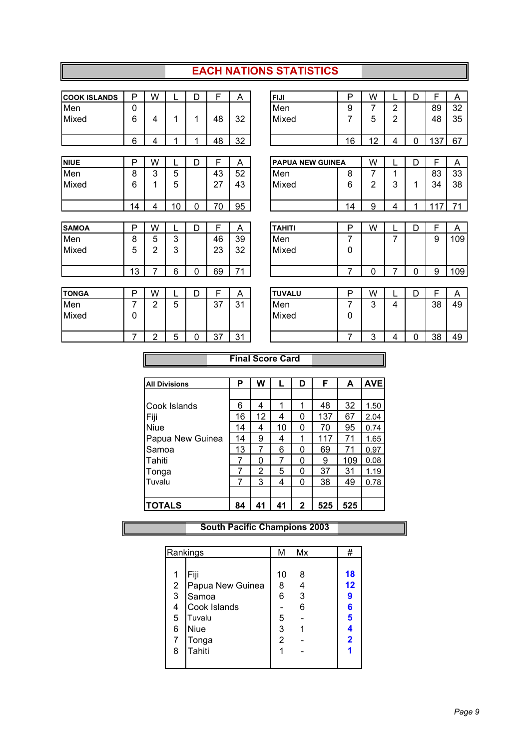# EACH NATIONS STATISTICS

| COOK ISLANDS | P | W | L | D | F | A |
|---|---|---|---|---|---|---|
| Men | 0 | | | | | |
| Mixed | 6 | 4 | 1 | 1 | 48 | 32 |
| | 6 | 4 | 1 | 1 | 48 | 32 |

| FIJI | P | W | L | D | F | A |
|---|---|---|---|---|---|---|
| Men | 9 | 7 | 2 | | 89 | 32 |
| Mixed | 7 | 5 | 2 | | 48 | 35 |
| | 16 | 12 | 4 | 0 | 137 | 67 |

| NIUE | P | W | L | D | F | A |
|---|---|---|---|---|---|---|
| Men | 8 | 3 | 5 | | 43 | 52 |
| Mixed | 6 | 1 | 5 | | 27 | 43 |
| | 14 | 4 | 10 | 0 | 70 | 95 |

| PAPUA NEW GUINEA | | W | L | D | F | A |
|---|---|---|---|---|---|---|
| Men | 8 | 7 | 1 | | 83 | 33 |
| Mixed | 6 | 2 | 3 | 1 | 34 | 38 |
| | 14 | 9 | 4 | 1 | 117 | 71 |

| SAMOA | P | W | L | D | F | A |
|---|---|---|---|---|---|---|
| Men | 8 | 5 | 3 | | 46 | 39 |
| Mixed | 5 | 2 | 3 | | 23 | 32 |
| | 13 | 7 | 6 | 0 | 69 | 71 |

| TAHITI | P | W | L | D | F | A |
|---|---|---|---|---|---|---|
| Men | 7 | | 7 | | 9 | 109 |
| Mixed | 0 | | | | | |
| | 7 | 0 | 7 | 0 | 9 | 109 |

| TONGA | P | W | L | D | F | A |
|---|---|---|---|---|---|---|
| Men | 7 | 2 | 5 | | 37 | 31 |
| Mixed | 0 | | | | | |
| | 7 | 2 | 5 | 0 | 37 | 31 |

| TUVALU | P | W | L | D | F | A |
|---|---|---|---|---|---|---|
| Men | 7 | 3 | 4 | | 38 | 49 |
| Mixed | 0 | | | | | |
| | 7 | 3 | 4 | 0 | 38 | 49 |

## Final Score Card

| All Divisions | P | W | L | D | F | A | AVE |
|---|---|---|---|---|---|---|---|
| Cook Islands | 6 | 4 | 1 | 1 | 48 | 32 | 1.50 |
| Fiji | 16 | 12 | 4 | 0 | 137 | 67 | 2.04 |
| Niue | 14 | 4 | 10 | 0 | 70 | 95 | 0.74 |
| Papua New Guinea | 14 | 9 | 4 | 1 | 117 | 71 | 1.65 |
| Samoa | 13 | 7 | 6 | 0 | 69 | 71 | 0.97 |
| Tahiti | 7 | 0 | 7 | 0 | 9 | 109 | 0.08 |
| Tonga | 7 | 2 | 5 | 0 | 37 | 31 | 1.19 |
| Tuvalu | 7 | 3 | 4 | 0 | 38 | 49 | 0.78 |
| **TOTALS** | **84** | **41** | **41** | **2** | **525** | **525** | |

## South Pacific Champions 2003

| Rankings | | M | Mx | # |
|---|---|---|---|---|
| 1 | Fiji | 10 | 8 | **18** |
| 2 | Papua New Guinea | 8 | 4 | **12** |
| 3 | Samoa | 6 | 3 | **9** |
| 4 | Cook Islands | - | 6 | **6** |
| 5 | Tuvalu | 5 | - | **5** |
| 6 | Niue | 3 | 1 | **4** |
| 7 | Tonga | 2 | - | **2** |
| 8 | Tahiti | 1 | - | **1** |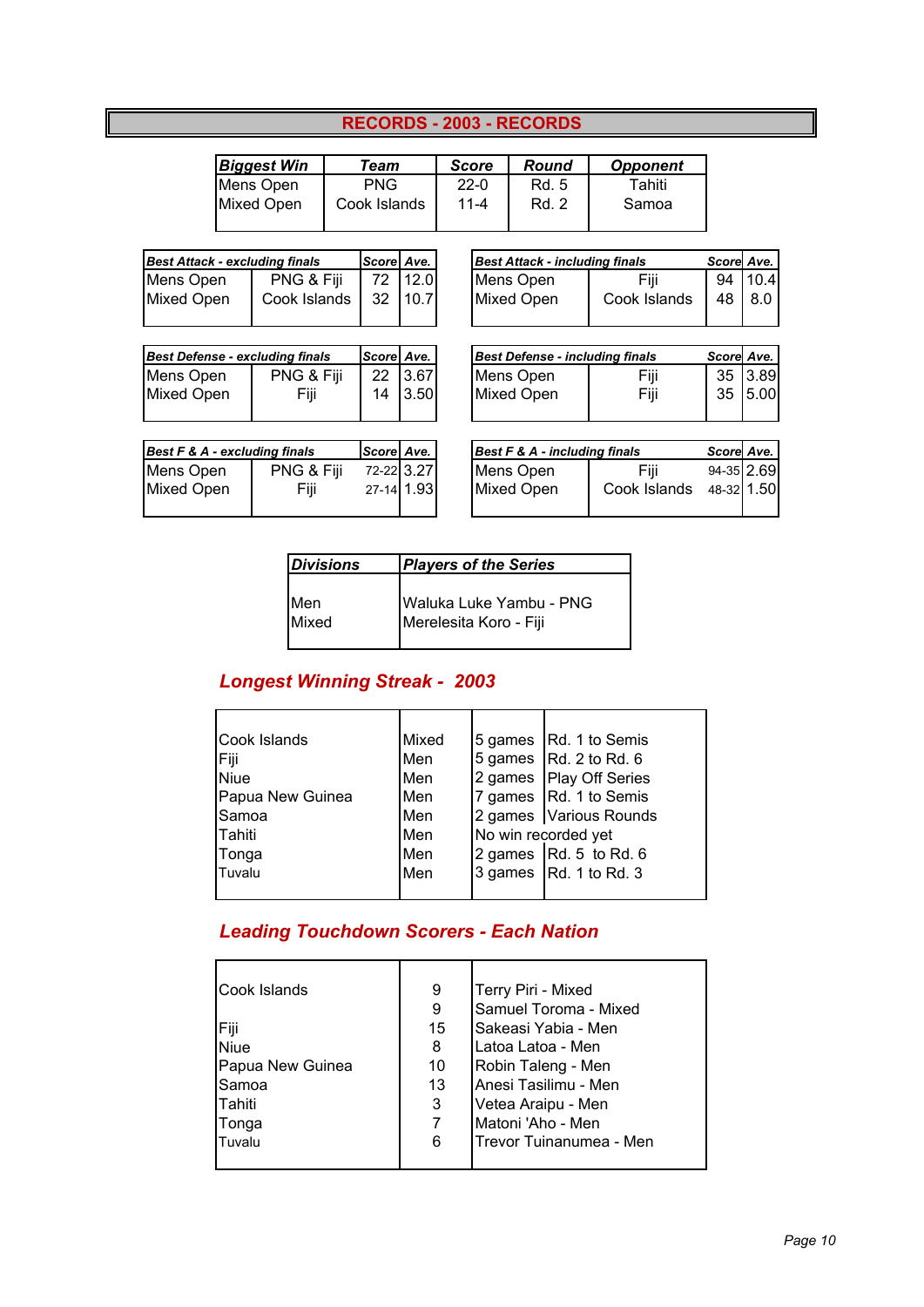# RECORDS - 2003 - RECORDS

| *Biggest Win* | *Team* | *Score* | *Round* | *Opponent* |
|---|---|---|---|---|
| Mens Open | PNG | 22-0 | Rd. 5 | Tahiti |
| Mixed Open | Cook Islands | 11-4 | Rd. 2 | Samoa |

| *Best Attack - excluding finals* | | *Score* | *Ave.* |
|---|---|---|---|
| Mens Open | PNG & Fiji | 72 | 12.0 |
| Mixed Open | Cook Islands | 32 | 10.7 |

| *Best Attack - including finals* | | *Score* | *Ave.* |
|---|---|---|---|
| Mens Open | Fiji | 94 | 10.4 |
| Mixed Open | Cook Islands | 48 | 8.0 |

| *Best Defense - excluding finals* | | *Score* | *Ave.* |
|---|---|---|---|
| Mens Open | PNG & Fiji | 22 | 3.67 |
| Mixed Open | Fiji | 14 | 3.50 |

| *Best Defense - including finals* | | *Score* | *Ave.* |
|---|---|---|---|
| Mens Open | Fiji | 35 | 3.89 |
| Mixed Open | Fiji | 35 | 5.00 |

| *Best F & A - excluding finals* | | *Score* | *Ave.* |
|---|---|---|---|
| Mens Open | PNG & Fiji | 72-22 | 3.27 |
| Mixed Open | Fiji | 27-14 | 1.93 |

| *Best F & A - including finals* | | *Score* | *Ave.* |
|---|---|---|---|
| Mens Open | Fiji | 94-35 | 2.69 |
| Mixed Open | Cook Islands | 48-32 | 1.50 |

| *Divisions* | *Players of the Series* |
|---|---|
| Men | Waluka Luke Yambu - PNG |
| Mixed | Merelesita Koro - Fiji |

## *Longest Winning Streak - 2003*

| | | | |
|---|---|---|---|
| Cook Islands | Mixed | 5 games | Rd. 1 to Semis |
| Fiji | Men | 5 games | Rd. 2 to Rd. 6 |
| Niue | Men | 2 games | Play Off Series |
| Papua New Guinea | Men | 7 games | Rd. 1 to Semis |
| Samoa | Men | 2 games | Various Rounds |
| Tahiti | Men | No win recorded yet | |
| Tonga | Men | 2 games | Rd. 5 to Rd. 6 |
| Tuvalu | Men | 3 games | Rd. 1 to Rd. 3 |

## *Leading Touchdown Scorers - Each Nation*

| | | |
|---|---|---|
| Cook Islands | 9 | Terry Piri - Mixed |
| | 9 | Samuel Toroma - Mixed |
| Fiji | 15 | Sakeasi Yabia - Men |
| Niue | 8 | Latoa Latoa - Men |
| Papua New Guinea | 10 | Robin Taleng - Men |
| Samoa | 13 | Anesi Tasilimu - Men |
| Tahiti | 3 | Vetea Araipu - Men |
| Tonga | 7 | Matoni 'Aho - Men |
| Tuvalu | 6 | Trevor Tuinanumea - Men |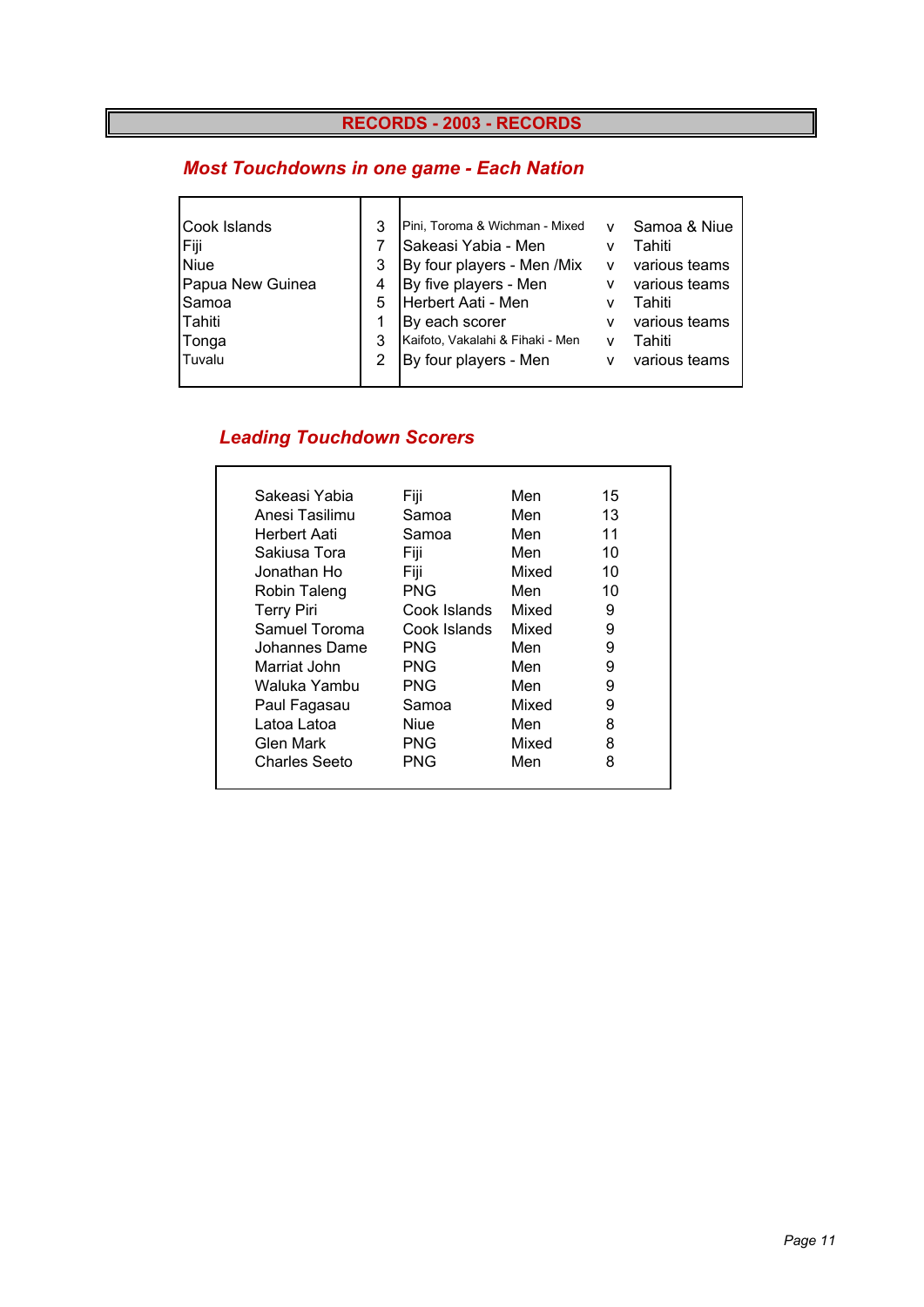# RECORDS - 2003 - RECORDS

## *Most Touchdowns in one game - Each Nation*

| | | | | |
|---|---|---|---|---|
| Cook Islands | 3 | Pini, Toroma & Wichman - Mixed | v | Samoa & Niue |
| Fiji | 7 | Sakeasi Yabia - Men | v | Tahiti |
| Niue | 3 | By four players - Men /Mix | v | various teams |
| Papua New Guinea | 4 | By five players - Men | v | various teams |
| Samoa | 5 | Herbert Aati - Men | v | Tahiti |
| Tahiti | 1 | By each scorer | v | various teams |
| Tonga | 3 | Kaifoto, Vakalahi & Fihaki - Men | v | Tahiti |
| Tuvalu | 2 | By four players - Men | v | various teams |

## *Leading Touchdown Scorers*

| | | | |
|---|---|---|---|
| Sakeasi Yabia | Fiji | Men | 15 |
| Anesi Tasilimu | Samoa | Men | 13 |
| Herbert Aati | Samoa | Men | 11 |
| Sakiusa Tora | Fiji | Men | 10 |
| Jonathan Ho | Fiji | Mixed | 10 |
| Robin Taleng | PNG | Men | 10 |
| Terry Piri | Cook Islands | Mixed | 9 |
| Samuel Toroma | Cook Islands | Mixed | 9 |
| Johannes Dame | PNG | Men | 9 |
| Marriat John | PNG | Men | 9 |
| Waluka Yambu | PNG | Men | 9 |
| Paul Fagasau | Samoa | Mixed | 9 |
| Latoa Latoa | Niue | Men | 8 |
| Glen Mark | PNG | Mixed | 8 |
| Charles Seeto | PNG | Men | 8 |